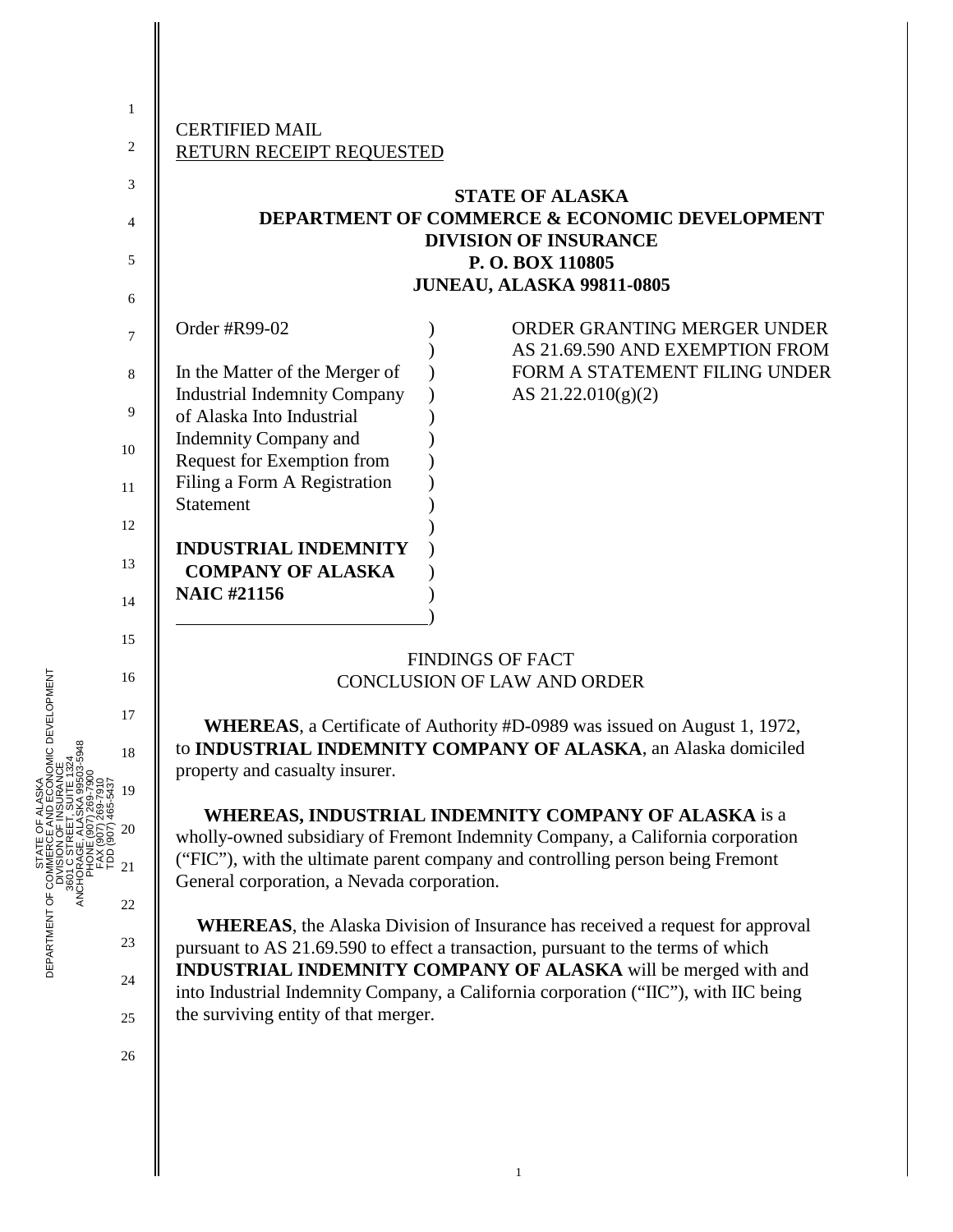CERTIFIED MAIL
RETURN RECEIPT REQUESTED

**STATE OF ALASKA**
**DEPARTMENT OF COMMERCE & ECONOMIC DEVELOPMENT**
**DIVISION OF INSURANCE**
**P. O. BOX 110805**
**JUNEAU, ALASKA 99811-0805**

| | |
|---|---|
| Order #R99-02<br><br>In the Matter of the Merger of Industrial Indemnity Company of Alaska Into Industrial Indemnity Company and Request for Exemption from Filing a Form A Registration Statement<br><br>**INDUSTRIAL INDEMNITY COMPANY OF ALASKA**<br>**NAIC #21156** | ORDER GRANTING MERGER UNDER AS 21.69.590 AND EXEMPTION FROM FORM A STATEMENT FILING UNDER AS 21.22.010(g)(2) |

FINDINGS OF FACT
CONCLUSION OF LAW AND ORDER

**WHEREAS**, a Certificate of Authority #D-0989 was issued on August 1, 1972, to **INDUSTRIAL INDEMNITY COMPANY OF ALASKA**, an Alaska domiciled property and casualty insurer.

**WHEREAS, INDUSTRIAL INDEMNITY COMPANY OF ALASKA** is a wholly-owned subsidiary of Fremont Indemnity Company, a California corporation ("FIC"), with the ultimate parent company and controlling person being Fremont General corporation, a Nevada corporation.

**WHEREAS**, the Alaska Division of Insurance has received a request for approval pursuant to AS 21.69.590 to effect a transaction, pursuant to the terms of which **INDUSTRIAL INDEMNITY COMPANY OF ALASKA** will be merged with and into Industrial Indemnity Company, a California corporation ("IIC"), with IIC being the surviving entity of that merger.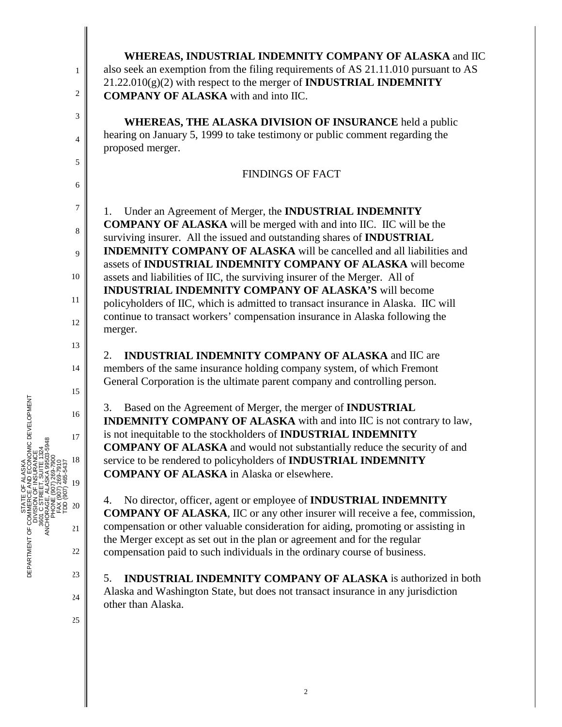**WHEREAS, INDUSTRIAL INDEMNITY COMPANY OF ALASKA** and IIC also seek an exemption from the filing requirements of AS 21.11.010 pursuant to AS 21.22.010(g)(2) with respect to the merger of **INDUSTRIAL INDEMNITY COMPANY OF ALASKA** with and into IIC.

**WHEREAS, THE ALASKA DIVISION OF INSURANCE** held a public hearing on January 5, 1999 to take testimony or public comment regarding the proposed merger.

## FINDINGS OF FACT

1. Under an Agreement of Merger, the **INDUSTRIAL INDEMNITY COMPANY OF ALASKA** will be merged with and into IIC. IIC will be the surviving insurer. All the issued and outstanding shares of **INDUSTRIAL INDEMNITY COMPANY OF ALASKA** will be cancelled and all liabilities and assets of **INDUSTRIAL INDEMNITY COMPANY OF ALASKA** will become assets and liabilities of IIC, the surviving insurer of the Merger. All of **INDUSTRIAL INDEMNITY COMPANY OF ALASKA'S** will become policyholders of IIC, which is admitted to transact insurance in Alaska. IIC will continue to transact workers' compensation insurance in Alaska following the merger.

2. **INDUSTRIAL INDEMNITY COMPANY OF ALASKA** and IIC are members of the same insurance holding company system, of which Fremont General Corporation is the ultimate parent company and controlling person.

3. Based on the Agreement of Merger, the merger of **INDUSTRIAL INDEMNITY COMPANY OF ALASKA** with and into IIC is not contrary to law, is not inequitable to the stockholders of **INDUSTRIAL INDEMNITY COMPANY OF ALASKA** and would not substantially reduce the security of and service to be rendered to policyholders of **INDUSTRIAL INDEMNITY COMPANY OF ALASKA** in Alaska or elsewhere.

4. No director, officer, agent or employee of **INDUSTRIAL INDEMNITY COMPANY OF ALASKA**, IIC or any other insurer will receive a fee, commission, compensation or other valuable consideration for aiding, promoting or assisting in the Merger except as set out in the plan or agreement and for the regular compensation paid to such individuals in the ordinary course of business.

5. **INDUSTRIAL INDEMNITY COMPANY OF ALASKA** is authorized in both Alaska and Washington State, but does not transact insurance in any jurisdiction other than Alaska.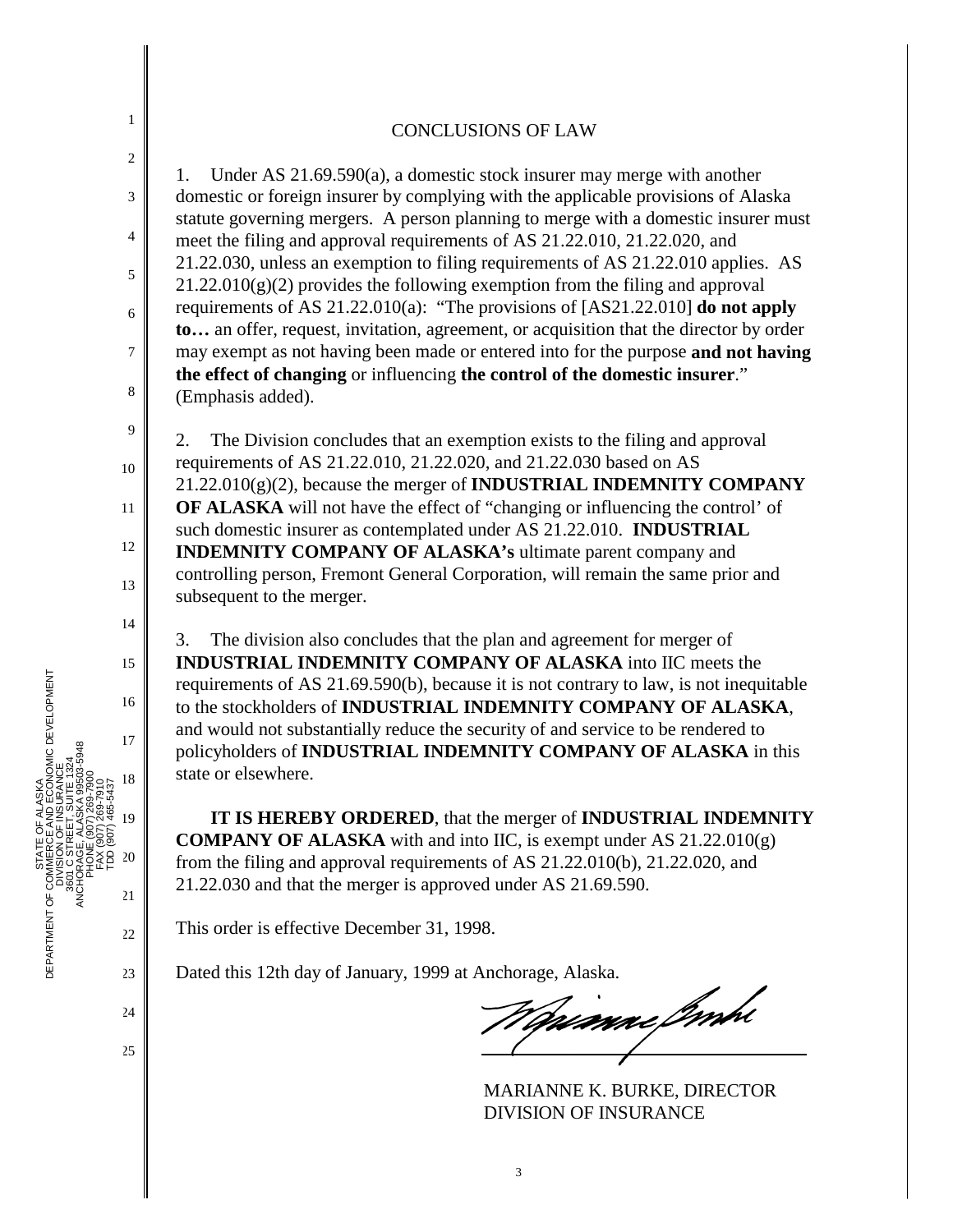## CONCLUSIONS OF LAW

1. Under AS 21.69.590(a), a domestic stock insurer may merge with another domestic or foreign insurer by complying with the applicable provisions of Alaska statute governing mergers. A person planning to merge with a domestic insurer must meet the filing and approval requirements of AS 21.22.010, 21.22.020, and 21.22.030, unless an exemption to filing requirements of AS 21.22.010 applies. AS 21.22.010(g)(2) provides the following exemption from the filing and approval requirements of AS 21.22.010(a): "The provisions of [AS21.22.010] **do not apply to…** an offer, request, invitation, agreement, or acquisition that the director by order may exempt as not having been made or entered into for the purpose **and not having the effect of changing** or influencing **the control of the domestic insurer**." (Emphasis added).

2. The Division concludes that an exemption exists to the filing and approval requirements of AS 21.22.010, 21.22.020, and 21.22.030 based on AS 21.22.010(g)(2), because the merger of **INDUSTRIAL INDEMNITY COMPANY OF ALASKA** will not have the effect of "changing or influencing the control' of such domestic insurer as contemplated under AS 21.22.010. **INDUSTRIAL INDEMNITY COMPANY OF ALASKA's** ultimate parent company and controlling person, Fremont General Corporation, will remain the same prior and subsequent to the merger.

3. The division also concludes that the plan and agreement for merger of **INDUSTRIAL INDEMNITY COMPANY OF ALASKA** into IIC meets the requirements of AS 21.69.590(b), because it is not contrary to law, is not inequitable to the stockholders of **INDUSTRIAL INDEMNITY COMPANY OF ALASKA**, and would not substantially reduce the security of and service to be rendered to policyholders of **INDUSTRIAL INDEMNITY COMPANY OF ALASKA** in this state or elsewhere.

**IT IS HEREBY ORDERED**, that the merger of **INDUSTRIAL INDEMNITY COMPANY OF ALASKA** with and into IIC, is exempt under AS 21.22.010(g) from the filing and approval requirements of AS 21.22.010(b), 21.22.020, and 21.22.030 and that the merger is approved under AS 21.69.590.

This order is effective December 31, 1998.

Dated this 12th day of January, 1999 at Anchorage, Alaska.

MARIANNE K. BURKE, DIRECTOR
DIVISION OF INSURANCE

STATE OF ALASKA
DEPARTMENT OF COMMERCE AND ECONOMIC DEVELOPMENT
DIVISION OF INSURANCE
3601 C STREET, SUITE 1324
ANCHORAGE, ALASKA 99503-5948
PHONE (907) 269-7900
FAX (907) 269-7910
TDD (907) 465-5437